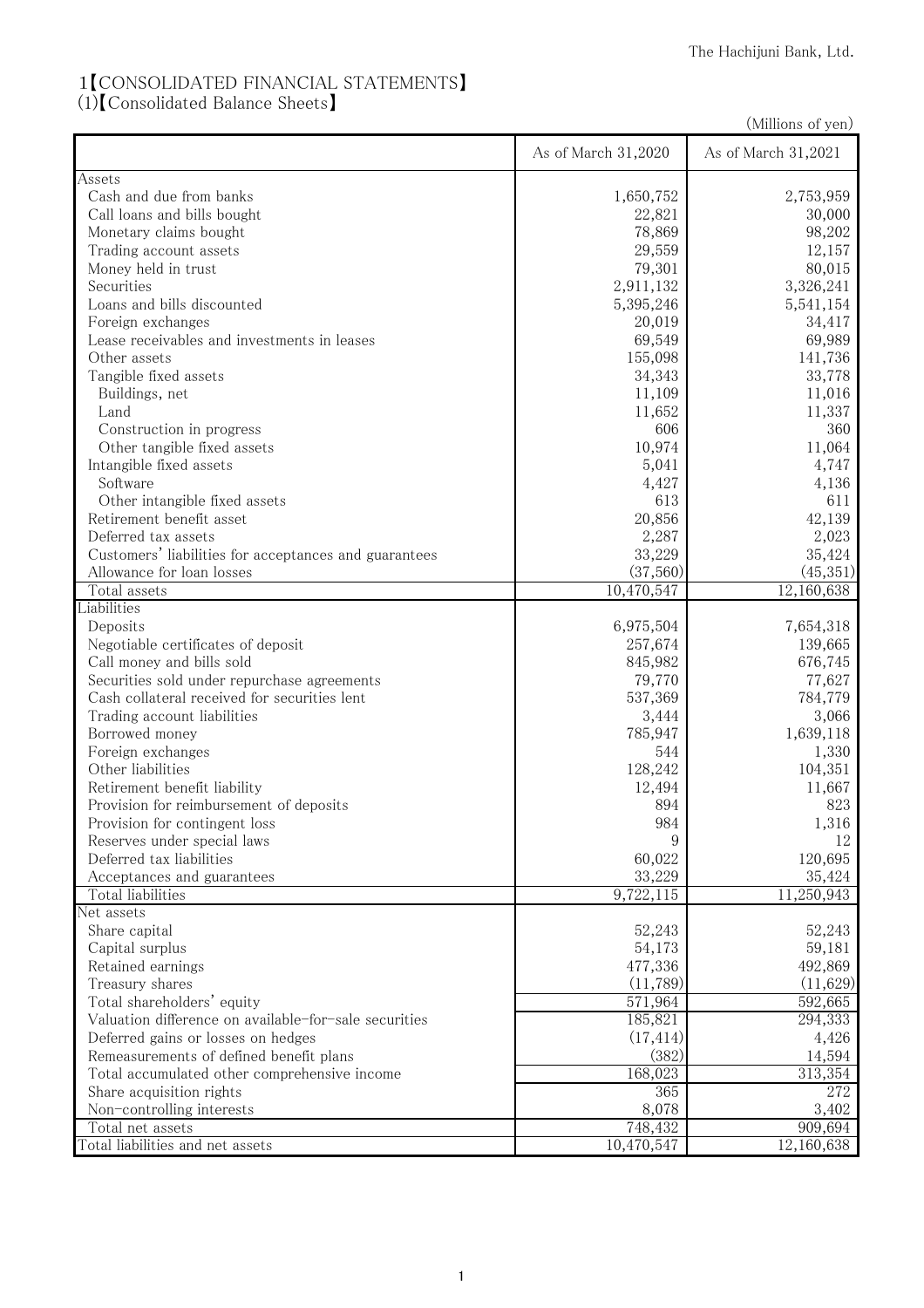The Hachijuni Bank, Ltd.

# 1【CONSOLIDATED FINANCIAL STATEMENTS】

## (1)【Consolidated Balance Sheets】

(Millions of yen)

| | As of March 31,2020 | As of March 31,2021 |
|---|---|---|
| Assets | | |
| Cash and due from banks | 1,650,752 | 2,753,959 |
| Call loans and bills bought | 22,821 | 30,000 |
| Monetary claims bought | 78,869 | 98,202 |
| Trading account assets | 29,559 | 12,157 |
| Money held in trust | 79,301 | 80,015 |
| Securities | 2,911,132 | 3,326,241 |
| Loans and bills discounted | 5,395,246 | 5,541,154 |
| Foreign exchanges | 20,019 | 34,417 |
| Lease receivables and investments in leases | 69,549 | 69,989 |
| Other assets | 155,098 | 141,736 |
| Tangible fixed assets | 34,343 | 33,778 |
| Buildings, net | 11,109 | 11,016 |
| Land | 11,652 | 11,337 |
| Construction in progress | 606 | 360 |
| Other tangible fixed assets | 10,974 | 11,064 |
| Intangible fixed assets | 5,041 | 4,747 |
| Software | 4,427 | 4,136 |
| Other intangible fixed assets | 613 | 611 |
| Retirement benefit asset | 20,856 | 42,139 |
| Deferred tax assets | 2,287 | 2,023 |
| Customers' liabilities for acceptances and guarantees | 33,229 | 35,424 |
| Allowance for loan losses | (37,560) | (45,351) |
| Total assets | 10,470,547 | 12,160,638 |
| Liabilities | | |
| Deposits | 6,975,504 | 7,654,318 |
| Negotiable certificates of deposit | 257,674 | 139,665 |
| Call money and bills sold | 845,982 | 676,745 |
| Securities sold under repurchase agreements | 79,770 | 77,627 |
| Cash collateral received for securities lent | 537,369 | 784,779 |
| Trading account liabilities | 3,444 | 3,066 |
| Borrowed money | 785,947 | 1,639,118 |
| Foreign exchanges | 544 | 1,330 |
| Other liabilities | 128,242 | 104,351 |
| Retirement benefit liability | 12,494 | 11,667 |
| Provision for reimbursement of deposits | 894 | 823 |
| Provision for contingent loss | 984 | 1,316 |
| Reserves under special laws | 9 | 12 |
| Deferred tax liabilities | 60,022 | 120,695 |
| Acceptances and guarantees | 33,229 | 35,424 |
| Total liabilities | 9,722,115 | 11,250,943 |
| Net assets | | |
| Share capital | 52,243 | 52,243 |
| Capital surplus | 54,173 | 59,181 |
| Retained earnings | 477,336 | 492,869 |
| Treasury shares | (11,789) | (11,629) |
| Total shareholders' equity | 571,964 | 592,665 |
| Valuation difference on available-for-sale securities | 185,821 | 294,333 |
| Deferred gains or losses on hedges | (17,414) | 4,426 |
| Remeasurements of defined benefit plans | (382) | 14,594 |
| Total accumulated other comprehensive income | 168,023 | 313,354 |
| Share acquisition rights | 365 | 272 |
| Non-controlling interests | 8,078 | 3,402 |
| Total net assets | 748,432 | 909,694 |
| Total liabilities and net assets | 10,470,547 | 12,160,638 |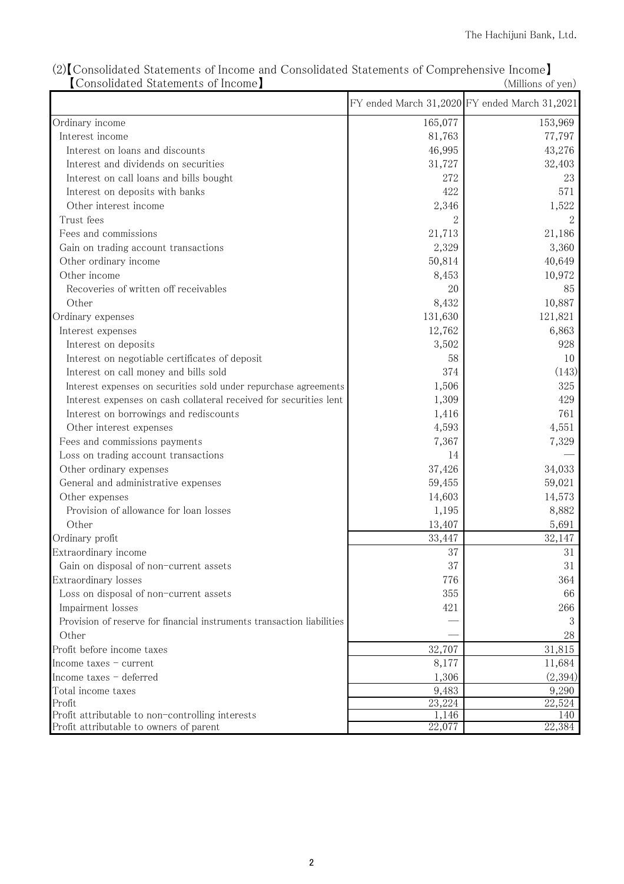## (2)【Consolidated Statements of Income and Consolidated Statements of Comprehensive Income】

### 【Consolidated Statements of Income】

(Millions of yen)

| | FY ended March 31,2020 | FY ended March 31,2021 |
|---|---|---|
| Ordinary income | 165,077 | 153,969 |
| Interest income | 81,763 | 77,797 |
| Interest on loans and discounts | 46,995 | 43,276 |
| Interest and dividends on securities | 31,727 | 32,403 |
| Interest on call loans and bills bought | 272 | 23 |
| Interest on deposits with banks | 422 | 571 |
| Other interest income | 2,346 | 1,522 |
| Trust fees | 2 | 2 |
| Fees and commissions | 21,713 | 21,186 |
| Gain on trading account transactions | 2,329 | 3,360 |
| Other ordinary income | 50,814 | 40,649 |
| Other income | 8,453 | 10,972 |
| Recoveries of written off receivables | 20 | 85 |
| Other | 8,432 | 10,887 |
| Ordinary expenses | 131,630 | 121,821 |
| Interest expenses | 12,762 | 6,863 |
| Interest on deposits | 3,502 | 928 |
| Interest on negotiable certificates of deposit | 58 | 10 |
| Interest on call money and bills sold | 374 | (143) |
| Interest expenses on securities sold under repurchase agreements | 1,506 | 325 |
| Interest expenses on cash collateral received for securities lent | 1,309 | 429 |
| Interest on borrowings and rediscounts | 1,416 | 761 |
| Other interest expenses | 4,593 | 4,551 |
| Fees and commissions payments | 7,367 | 7,329 |
| Loss on trading account transactions | 14 | — |
| Other ordinary expenses | 37,426 | 34,033 |
| General and administrative expenses | 59,455 | 59,021 |
| Other expenses | 14,603 | 14,573 |
| Provision of allowance for loan losses | 1,195 | 8,882 |
| Other | 13,407 | 5,691 |
| Ordinary profit | 33,447 | 32,147 |
| Extraordinary income | 37 | 31 |
| Gain on disposal of non-current assets | 37 | 31 |
| Extraordinary losses | 776 | 364 |
| Loss on disposal of non-current assets | 355 | 66 |
| Impairment losses | 421 | 266 |
| Provision of reserve for financial instruments transaction liabilities | — | 3 |
| Other | — | 28 |
| Profit before income taxes | 32,707 | 31,815 |
| Income taxes - current | 8,177 | 11,684 |
| Income taxes - deferred | 1,306 | (2,394) |
| Total income taxes | 9,483 | 9,290 |
| Profit | 23,224 | 22,524 |
| Profit attributable to non-controlling interests | 1,146 | 140 |
| Profit attributable to owners of parent | 22,077 | 22,384 |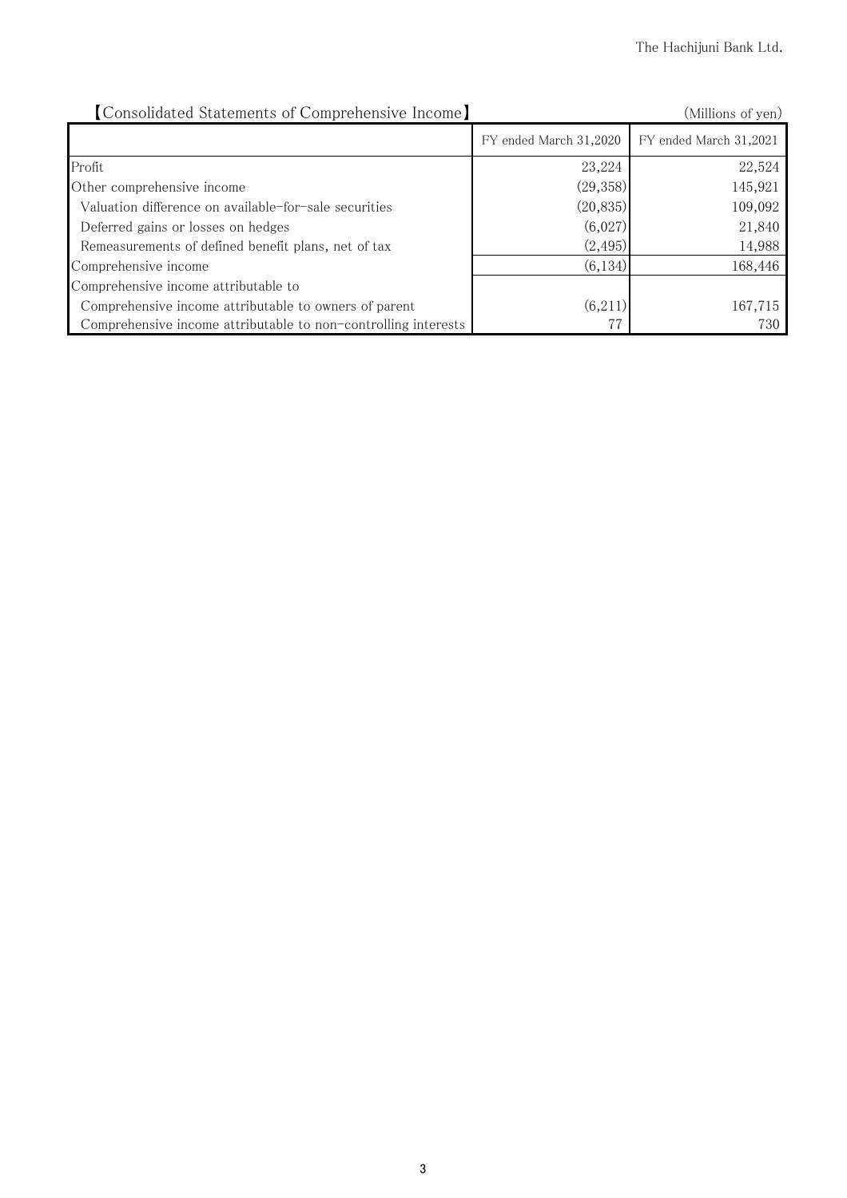【Consolidated Statements of Comprehensive Income】

(Millions of yen)

| | FY ended March 31,2020 | FY ended March 31,2021 |
|---|---|---|
| Profit | 23,224 | 22,524 |
| Other comprehensive income | (29,358) | 145,921 |
| Valuation difference on available-for-sale securities | (20,835) | 109,092 |
| Deferred gains or losses on hedges | (6,027) | 21,840 |
| Remeasurements of defined benefit plans, net of tax | (2,495) | 14,988 |
| Comprehensive income | (6,134) | 168,446 |
| Comprehensive income attributable to | | |
| Comprehensive income attributable to owners of parent | (6,211) | 167,715 |
| Comprehensive income attributable to non-controlling interests | 77 | 730 |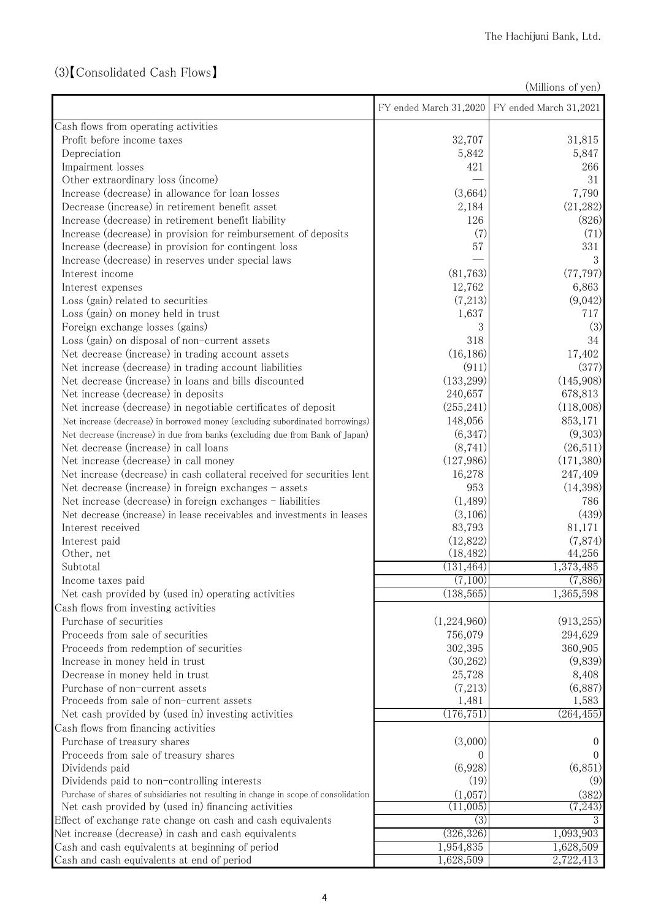The Hachijuni Bank, Ltd.

## (3)【Consolidated Cash Flows】

(Millions of yen)

| | FY ended March 31,2020 | FY ended March 31,2021 |
|---|---|---|
| Cash flows from operating activities | | |
| Profit before income taxes | 32,707 | 31,815 |
| Depreciation | 5,842 | 5,847 |
| Impairment losses | 421 | 266 |
| Other extraordinary loss (income) | — | 31 |
| Increase (decrease) in allowance for loan losses | (3,664) | 7,790 |
| Decrease (increase) in retirement benefit asset | 2,184 | (21,282) |
| Increase (decrease) in retirement benefit liability | 126 | (826) |
| Increase (decrease) in provision for reimbursement of deposits | (7) | (71) |
| Increase (decrease) in provision for contingent loss | 57 | 331 |
| Increase (decrease) in reserves under special laws | — | 3 |
| Interest income | (81,763) | (77,797) |
| Interest expenses | 12,762 | 6,863 |
| Loss (gain) related to securities | (7,213) | (9,042) |
| Loss (gain) on money held in trust | 1,637 | 717 |
| Foreign exchange losses (gains) | 3 | (3) |
| Loss (gain) on disposal of non-current assets | 318 | 34 |
| Net decrease (increase) in trading account assets | (16,186) | 17,402 |
| Net increase (decrease) in trading account liabilities | (911) | (377) |
| Net decrease (increase) in loans and bills discounted | (133,299) | (145,908) |
| Net increase (decrease) in deposits | 240,657 | 678,813 |
| Net increase (decrease) in negotiable certificates of deposit | (255,241) | (118,008) |
| Net increase (decrease) in borrowed money (excluding subordinated borrowings) | 148,056 | 853,171 |
| Net decrease (increase) in due from banks (excluding due from Bank of Japan) | (6,347) | (9,303) |
| Net decrease (increase) in call loans | (8,741) | (26,511) |
| Net increase (decrease) in call money | (127,986) | (171,380) |
| Net increase (decrease) in cash collateral received for securities lent | 16,278 | 247,409 |
| Net decrease (increase) in foreign exchanges - assets | 953 | (14,398) |
| Net increase (decrease) in foreign exchanges - liabilities | (1,489) | 786 |
| Net decrease (increase) in lease receivables and investments in leases | (3,106) | (439) |
| Interest received | 83,793 | 81,171 |
| Interest paid | (12,822) | (7,874) |
| Other, net | (18,482) | 44,256 |
| Subtotal | (131,464) | 1,373,485 |
| Income taxes paid | (7,100) | (7,886) |
| Net cash provided by (used in) operating activities | (138,565) | 1,365,598 |
| Cash flows from investing activities | | |
| Purchase of securities | (1,224,960) | (913,255) |
| Proceeds from sale of securities | 756,079 | 294,629 |
| Proceeds from redemption of securities | 302,395 | 360,905 |
| Increase in money held in trust | (30,262) | (9,839) |
| Decrease in money held in trust | 25,728 | 8,408 |
| Purchase of non-current assets | (7,213) | (6,887) |
| Proceeds from sale of non-current assets | 1,481 | 1,583 |
| Net cash provided by (used in) investing activities | (176,751) | (264,455) |
| Cash flows from financing activities | | |
| Purchase of treasury shares | (3,000) | 0 |
| Proceeds from sale of treasury shares | 0 | 0 |
| Dividends paid | (6,928) | (6,851) |
| Dividends paid to non-controlling interests | (19) | (9) |
| Purchase of shares of subsidiaries not resulting in change in scope of consolidation | (1,057) | (382) |
| Net cash provided by (used in) financing activities | (11,005) | (7,243) |
| Effect of exchange rate change on cash and cash equivalents | (3) | 3 |
| Net increase (decrease) in cash and cash equivalents | (326,326) | 1,093,903 |
| Cash and cash equivalents at beginning of period | 1,954,835 | 1,628,509 |
| Cash and cash equivalents at end of period | 1,628,509 | 2,722,413 |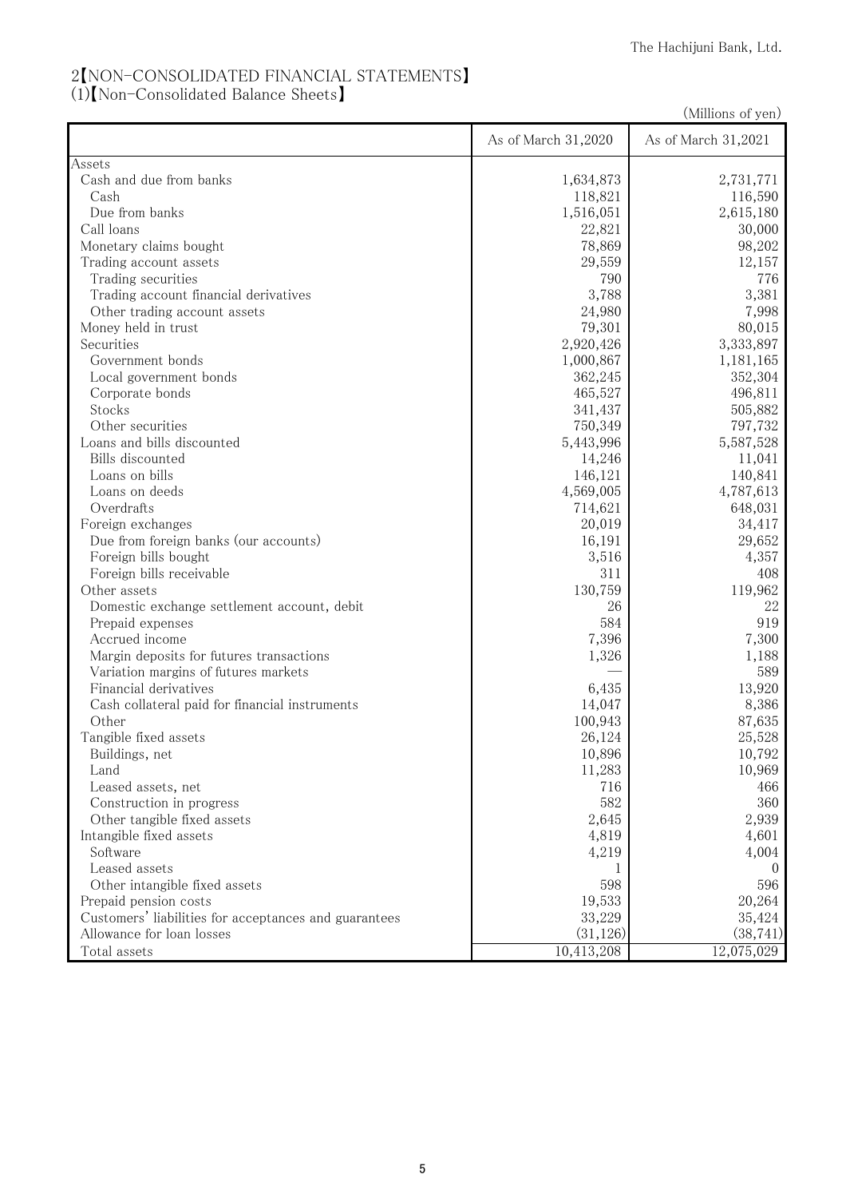## 2【NON-CONSOLIDATED FINANCIAL STATEMENTS】

### (1)【Non-Consolidated Balance Sheets】

(Millions of yen)

| | As of March 31,2020 | As of March 31,2021 |
|---|---|---|
| Assets | | |
| Cash and due from banks | 1,634,873 | 2,731,771 |
| Cash | 118,821 | 116,590 |
| Due from banks | 1,516,051 | 2,615,180 |
| Call loans | 22,821 | 30,000 |
| Monetary claims bought | 78,869 | 98,202 |
| Trading account assets | 29,559 | 12,157 |
| Trading securities | 790 | 776 |
| Trading account financial derivatives | 3,788 | 3,381 |
| Other trading account assets | 24,980 | 7,998 |
| Money held in trust | 79,301 | 80,015 |
| Securities | 2,920,426 | 3,333,897 |
| Government bonds | 1,000,867 | 1,181,165 |
| Local government bonds | 362,245 | 352,304 |
| Corporate bonds | 465,527 | 496,811 |
| Stocks | 341,437 | 505,882 |
| Other securities | 750,349 | 797,732 |
| Loans and bills discounted | 5,443,996 | 5,587,528 |
| Bills discounted | 14,246 | 11,041 |
| Loans on bills | 146,121 | 140,841 |
| Loans on deeds | 4,569,005 | 4,787,613 |
| Overdrafts | 714,621 | 648,031 |
| Foreign exchanges | 20,019 | 34,417 |
| Due from foreign banks (our accounts) | 16,191 | 29,652 |
| Foreign bills bought | 3,516 | 4,357 |
| Foreign bills receivable | 311 | 408 |
| Other assets | 130,759 | 119,962 |
| Domestic exchange settlement account, debit | 26 | 22 |
| Prepaid expenses | 584 | 919 |
| Accrued income | 7,396 | 7,300 |
| Margin deposits for futures transactions | 1,326 | 1,188 |
| Variation margins of futures markets | — | 589 |
| Financial derivatives | 6,435 | 13,920 |
| Cash collateral paid for financial instruments | 14,047 | 8,386 |
| Other | 100,943 | 87,635 |
| Tangible fixed assets | 26,124 | 25,528 |
| Buildings, net | 10,896 | 10,792 |
| Land | 11,283 | 10,969 |
| Leased assets, net | 716 | 466 |
| Construction in progress | 582 | 360 |
| Other tangible fixed assets | 2,645 | 2,939 |
| Intangible fixed assets | 4,819 | 4,601 |
| Software | 4,219 | 4,004 |
| Leased assets | 1 | 0 |
| Other intangible fixed assets | 598 | 596 |
| Prepaid pension costs | 19,533 | 20,264 |
| Customers' liabilities for acceptances and guarantees | 33,229 | 35,424 |
| Allowance for loan losses | (31,126) | (38,741) |
| Total assets | 10,413,208 | 12,075,029 |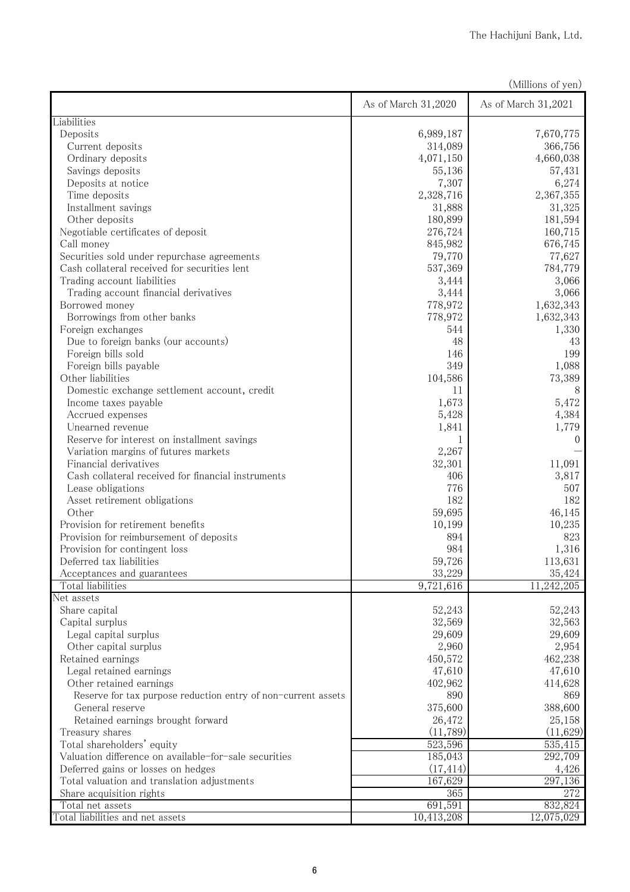(Millions of yen)

| | As of March 31,2020 | As of March 31,2021 |
|---|---|---|
| Liabilities | | |
| Deposits | 6,989,187 | 7,670,775 |
| Current deposits | 314,089 | 366,756 |
| Ordinary deposits | 4,071,150 | 4,660,038 |
| Savings deposits | 55,136 | 57,431 |
| Deposits at notice | 7,307 | 6,274 |
| Time deposits | 2,328,716 | 2,367,355 |
| Installment savings | 31,888 | 31,325 |
| Other deposits | 180,899 | 181,594 |
| Negotiable certificates of deposit | 276,724 | 160,715 |
| Call money | 845,982 | 676,745 |
| Securities sold under repurchase agreements | 79,770 | 77,627 |
| Cash collateral received for securities lent | 537,369 | 784,779 |
| Trading account liabilities | 3,444 | 3,066 |
| Trading account financial derivatives | 3,444 | 3,066 |
| Borrowed money | 778,972 | 1,632,343 |
| Borrowings from other banks | 778,972 | 1,632,343 |
| Foreign exchanges | 544 | 1,330 |
| Due to foreign banks (our accounts) | 48 | 43 |
| Foreign bills sold | 146 | 199 |
| Foreign bills payable | 349 | 1,088 |
| Other liabilities | 104,586 | 73,389 |
| Domestic exchange settlement account, credit | 11 | 8 |
| Income taxes payable | 1,673 | 5,472 |
| Accrued expenses | 5,428 | 4,384 |
| Unearned revenue | 1,841 | 1,779 |
| Reserve for interest on installment savings | 1 | 0 |
| Variation margins of futures markets | 2,267 | — |
| Financial derivatives | 32,301 | 11,091 |
| Cash collateral received for financial instruments | 406 | 3,817 |
| Lease obligations | 776 | 507 |
| Asset retirement obligations | 182 | 182 |
| Other | 59,695 | 46,145 |
| Provision for retirement benefits | 10,199 | 10,235 |
| Provision for reimbursement of deposits | 894 | 823 |
| Provision for contingent loss | 984 | 1,316 |
| Deferred tax liabilities | 59,726 | 113,631 |
| Acceptances and guarantees | 33,229 | 35,424 |
| Total liabilities | 9,721,616 | 11,242,205 |
| Net assets | | |
| Share capital | 52,243 | 52,243 |
| Capital surplus | 32,569 | 32,563 |
| Legal capital surplus | 29,609 | 29,609 |
| Other capital surplus | 2,960 | 2,954 |
| Retained earnings | 450,572 | 462,238 |
| Legal retained earnings | 47,610 | 47,610 |
| Other retained earnings | 402,962 | 414,628 |
| Reserve for tax purpose reduction entry of non-current assets | 890 | 869 |
| General reserve | 375,600 | 388,600 |
| Retained earnings brought forward | 26,472 | 25,158 |
| Treasury shares | (11,789) | (11,629) |
| Total shareholders' equity | 523,596 | 535,415 |
| Valuation difference on available-for-sale securities | 185,043 | 292,709 |
| Deferred gains or losses on hedges | (17,414) | 4,426 |
| Total valuation and translation adjustments | 167,629 | 297,136 |
| Share acquisition rights | 365 | 272 |
| Total net assets | 691,591 | 832,824 |
| Total liabilities and net assets | 10,413,208 | 12,075,029 |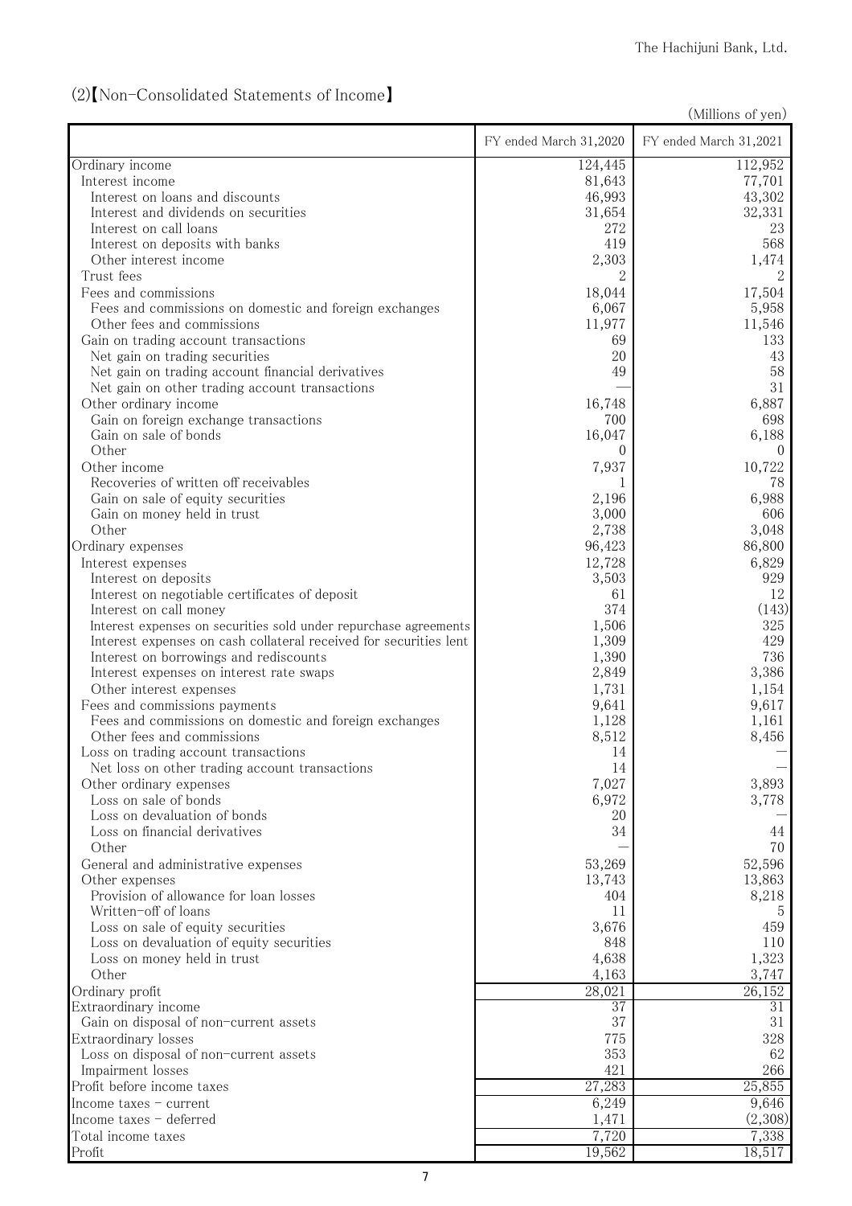## (2)【Non-Consolidated Statements of Income】

(Millions of yen)

| | FY ended March 31,2020 | FY ended March 31,2021 |
|---|---|---|
| Ordinary income | 124,445 | 112,952 |
| Interest income | 81,643 | 77,701 |
| Interest on loans and discounts | 46,993 | 43,302 |
| Interest and dividends on securities | 31,654 | 32,331 |
| Interest on call loans | 272 | 23 |
| Interest on deposits with banks | 419 | 568 |
| Other interest income | 2,303 | 1,474 |
| Trust fees | 2 | 2 |
| Fees and commissions | 18,044 | 17,504 |
| Fees and commissions on domestic and foreign exchanges | 6,067 | 5,958 |
| Other fees and commissions | 11,977 | 11,546 |
| Gain on trading account transactions | 69 | 133 |
| Net gain on trading securities | 20 | 43 |
| Net gain on trading account financial derivatives | 49 | 58 |
| Net gain on other trading account transactions | — | 31 |
| Other ordinary income | 16,748 | 6,887 |
| Gain on foreign exchange transactions | 700 | 698 |
| Gain on sale of bonds | 16,047 | 6,188 |
| Other | 0 | 0 |
| Other income | 7,937 | 10,722 |
| Recoveries of written off receivables | 1 | 78 |
| Gain on sale of equity securities | 2,196 | 6,988 |
| Gain on money held in trust | 3,000 | 606 |
| Other | 2,738 | 3,048 |
| Ordinary expenses | 96,423 | 86,800 |
| Interest expenses | 12,728 | 6,829 |
| Interest on deposits | 3,503 | 929 |
| Interest on negotiable certificates of deposit | 61 | 12 |
| Interest on call money | 374 | (143) |
| Interest expenses on securities sold under repurchase agreements | 1,506 | 325 |
| Interest expenses on cash collateral received for securities lent | 1,309 | 429 |
| Interest on borrowings and rediscounts | 1,390 | 736 |
| Interest expenses on interest rate swaps | 2,849 | 3,386 |
| Other interest expenses | 1,731 | 1,154 |
| Fees and commissions payments | 9,641 | 9,617 |
| Fees and commissions on domestic and foreign exchanges | 1,128 | 1,161 |
| Other fees and commissions | 8,512 | 8,456 |
| Loss on trading account transactions | 14 | — |
| Net loss on other trading account transactions | 14 | — |
| Other ordinary expenses | 7,027 | 3,893 |
| Loss on sale of bonds | 6,972 | 3,778 |
| Loss on devaluation of bonds | 20 | — |
| Loss on financial derivatives | 34 | 44 |
| Other | — | 70 |
| General and administrative expenses | 53,269 | 52,596 |
| Other expenses | 13,743 | 13,863 |
| Provision of allowance for loan losses | 404 | 8,218 |
| Written-off of loans | 11 | 5 |
| Loss on sale of equity securities | 3,676 | 459 |
| Loss on devaluation of equity securities | 848 | 110 |
| Loss on money held in trust | 4,638 | 1,323 |
| Other | 4,163 | 3,747 |
| Ordinary profit | 28,021 | 26,152 |
| Extraordinary income | 37 | 31 |
| Gain on disposal of non-current assets | 37 | 31 |
| Extraordinary losses | 775 | 328 |
| Loss on disposal of non-current assets | 353 | 62 |
| Impairment losses | 421 | 266 |
| Profit before income taxes | 27,283 | 25,855 |
| Income taxes - current | 6,249 | 9,646 |
| Income taxes - deferred | 1,471 | (2,308) |
| Total income taxes | 7,720 | 7,338 |
| Profit | 19,562 | 18,517 |